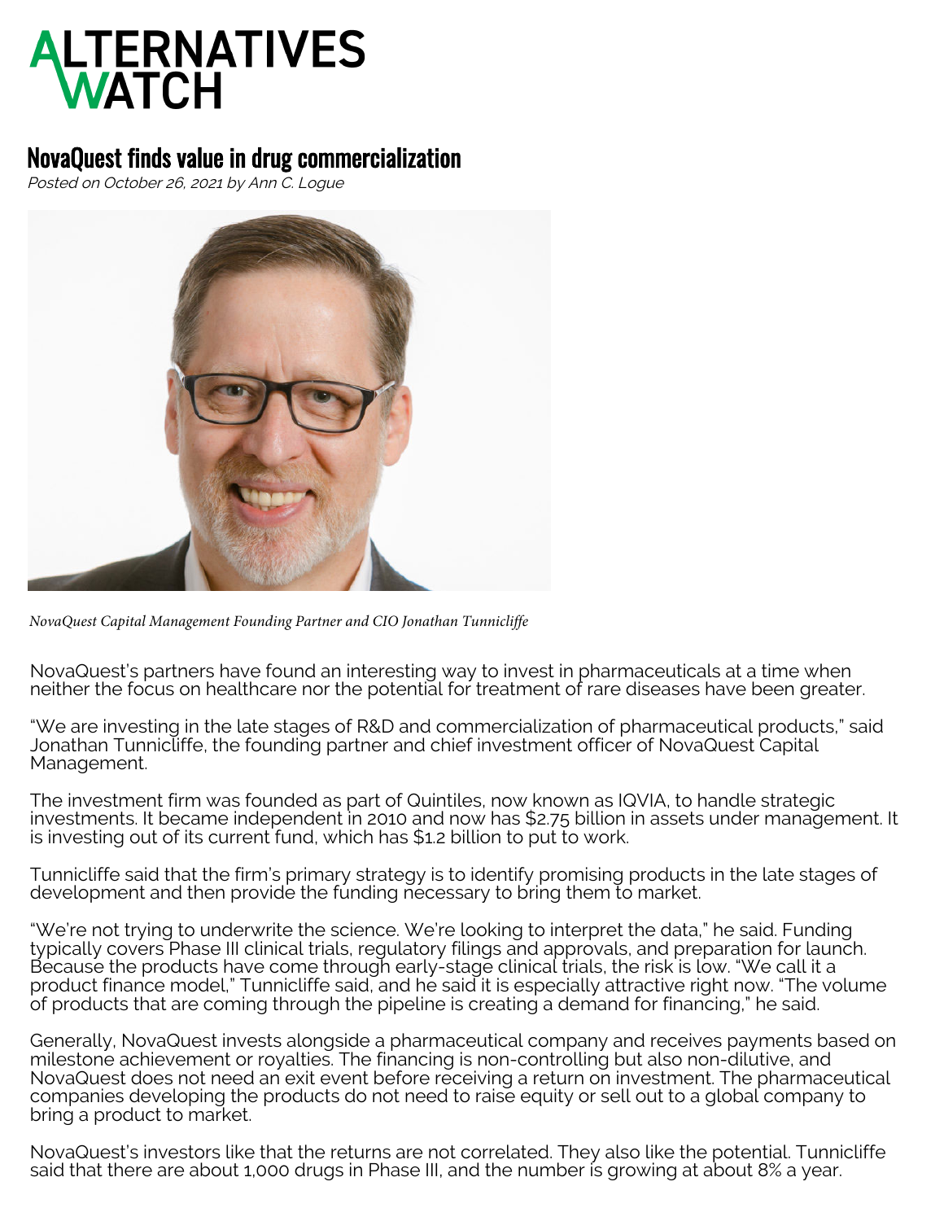# ALTERNATIVES WATCH

## NovaQuest finds value in drug commercialization

*Posted on October 26, 2021 by Ann C. Logue*

*NovaQuest Capital Management Founding Partner and CIO Jonathan Tunnicliffe*

NovaQuest's partners have found an interesting way to invest in pharmaceuticals at a time when neither the focus on healthcare nor the potential for treatment of rare diseases have been greater.

"We are investing in the late stages of R&D and commercialization of pharmaceutical products," said Jonathan Tunnicliffe, the founding partner and chief investment officer of NovaQuest Capital Management.

The investment firm was founded as part of Quintiles, now known as IQVIA, to handle strategic investments. It became independent in 2010 and now has $2.75 billion in assets under management. It is investing out of its current fund, which has $1.2 billion to put to work.

Tunnicliffe said that the firm's primary strategy is to identify promising products in the late stages of development and then provide the funding necessary to bring them to market.

"We're not trying to underwrite the science. We're looking to interpret the data," he said. Funding typically covers Phase III clinical trials, regulatory filings and approvals, and preparation for launch. Because the products have come through early-stage clinical trials, the risk is low. "We call it a product finance model," Tunnicliffe said, and he said it is especially attractive right now. "The volume of products that are coming through the pipeline is creating a demand for financing," he said.

Generally, NovaQuest invests alongside a pharmaceutical company and receives payments based on milestone achievement or royalties. The financing is non-controlling but also non-dilutive, and NovaQuest does not need an exit event before receiving a return on investment. The pharmaceutical companies developing the products do not need to raise equity or sell out to a global company to bring a product to market.

NovaQuest's investors like that the returns are not correlated. They also like the potential. Tunnicliffe said that there are about 1,000 drugs in Phase III, and the number is growing at about 8% a year.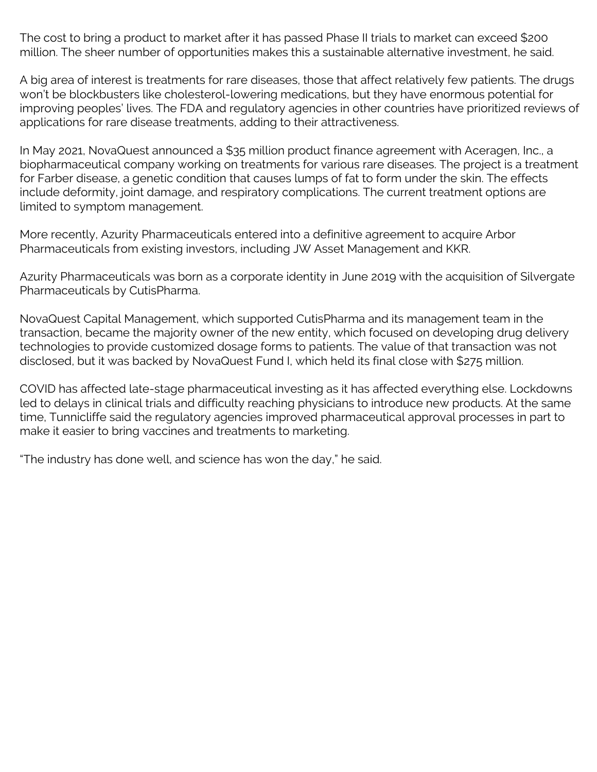The cost to bring a product to market after it has passed Phase II trials to market can exceed $200 million. The sheer number of opportunities makes this a sustainable alternative investment, he said.

A big area of interest is treatments for rare diseases, those that affect relatively few patients. The drugs won't be blockbusters like cholesterol-lowering medications, but they have enormous potential for improving peoples' lives. The FDA and regulatory agencies in other countries have prioritized reviews of applications for rare disease treatments, adding to their attractiveness.

In May 2021, NovaQuest announced a $35 million product finance agreement with Aceragen, Inc., a biopharmaceutical company working on treatments for various rare diseases. The project is a treatment for Farber disease, a genetic condition that causes lumps of fat to form under the skin. The effects include deformity, joint damage, and respiratory complications. The current treatment options are limited to symptom management.

More recently, Azurity Pharmaceuticals entered into a definitive agreement to acquire Arbor Pharmaceuticals from existing investors, including JW Asset Management and KKR.

Azurity Pharmaceuticals was born as a corporate identity in June 2019 with the acquisition of Silvergate Pharmaceuticals by CutisPharma.

NovaQuest Capital Management, which supported CutisPharma and its management team in the transaction, became the majority owner of the new entity, which focused on developing drug delivery technologies to provide customized dosage forms to patients. The value of that transaction was not disclosed, but it was backed by NovaQuest Fund I, which held its final close with $275 million.

COVID has affected late-stage pharmaceutical investing as it has affected everything else. Lockdowns led to delays in clinical trials and difficulty reaching physicians to introduce new products. At the same time, Tunnicliffe said the regulatory agencies improved pharmaceutical approval processes in part to make it easier to bring vaccines and treatments to marketing.

"The industry has done well, and science has won the day," he said.